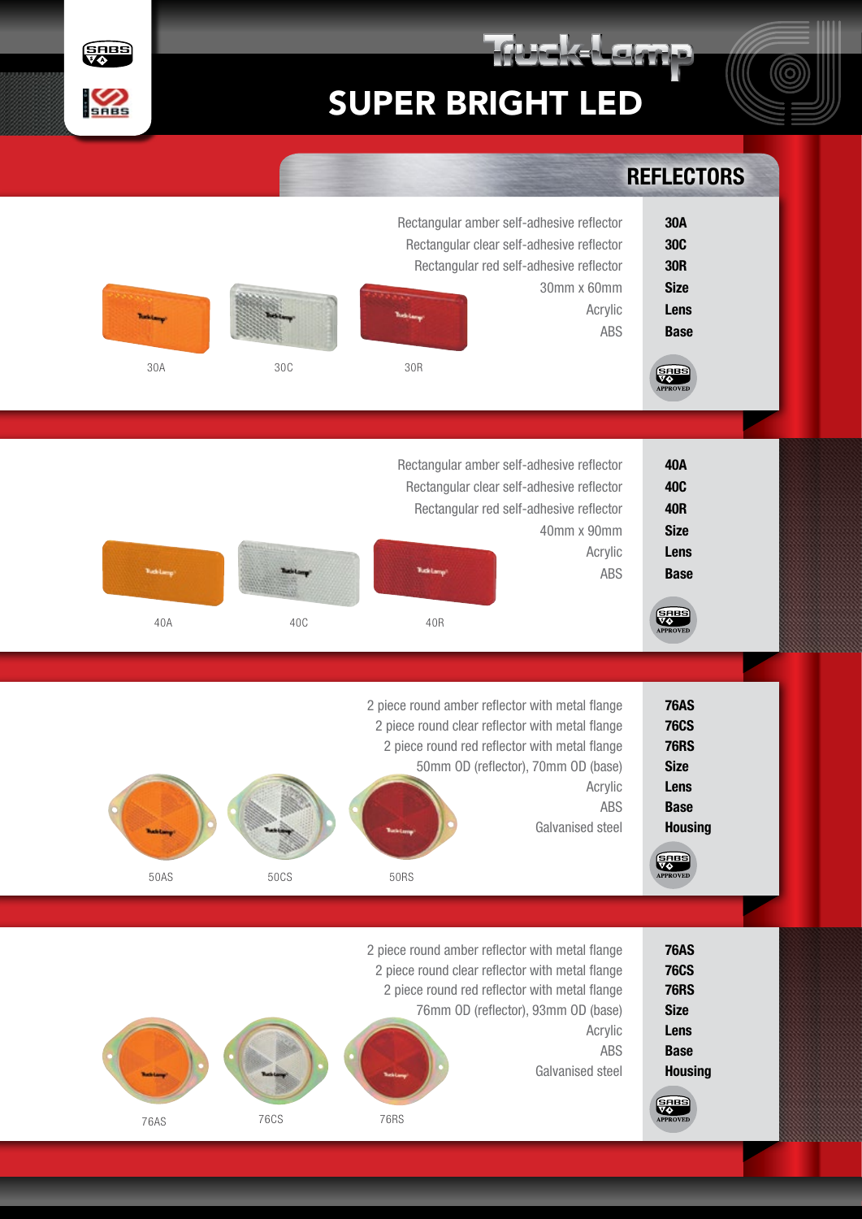# Truck-Lamp

## SUPER BRIGHT LED

### REFLECTORS

| Description | Code |
|---|---|
| Rectangular amber self-adhesive reflector | 30A |
| Rectangular clear self-adhesive reflector | 30C |
| Rectangular red self-adhesive reflector | 30R |
| 30mm x 60mm | Size |
| Acrylic | Lens |
| ABS | Base |

30A 30C 30R

SABS APPROVED

| Description | Code |
|---|---|
| Rectangular amber self-adhesive reflector | 40A |
| Rectangular clear self-adhesive reflector | 40C |
| Rectangular red self-adhesive reflector | 40R |
| 40mm x 90mm | Size |
| Acrylic | Lens |
| ABS | Base |

40A 40C 40R

SABS APPROVED

| Description | Code |
|---|---|
| 2 piece round amber reflector with metal flange | 76AS |
| 2 piece round clear reflector with metal flange | 76CS |
| 2 piece round red reflector with metal flange | 76RS |
| 50mm OD (reflector), 70mm OD (base) | Size |
| Acrylic | Lens |
| ABS | Base |
| Galvanised steel | Housing |

50AS 50CS 50RS

SABS APPROVED

| Description | Code |
|---|---|
| 2 piece round amber reflector with metal flange | 76AS |
| 2 piece round clear reflector with metal flange | 76CS |
| 2 piece round red reflector with metal flange | 76RS |
| 76mm OD (reflector), 93mm OD (base) | Size |
| Acrylic | Lens |
| ABS | Base |
| Galvanised steel | Housing |

76AS 76CS 76RS

SABS APPROVED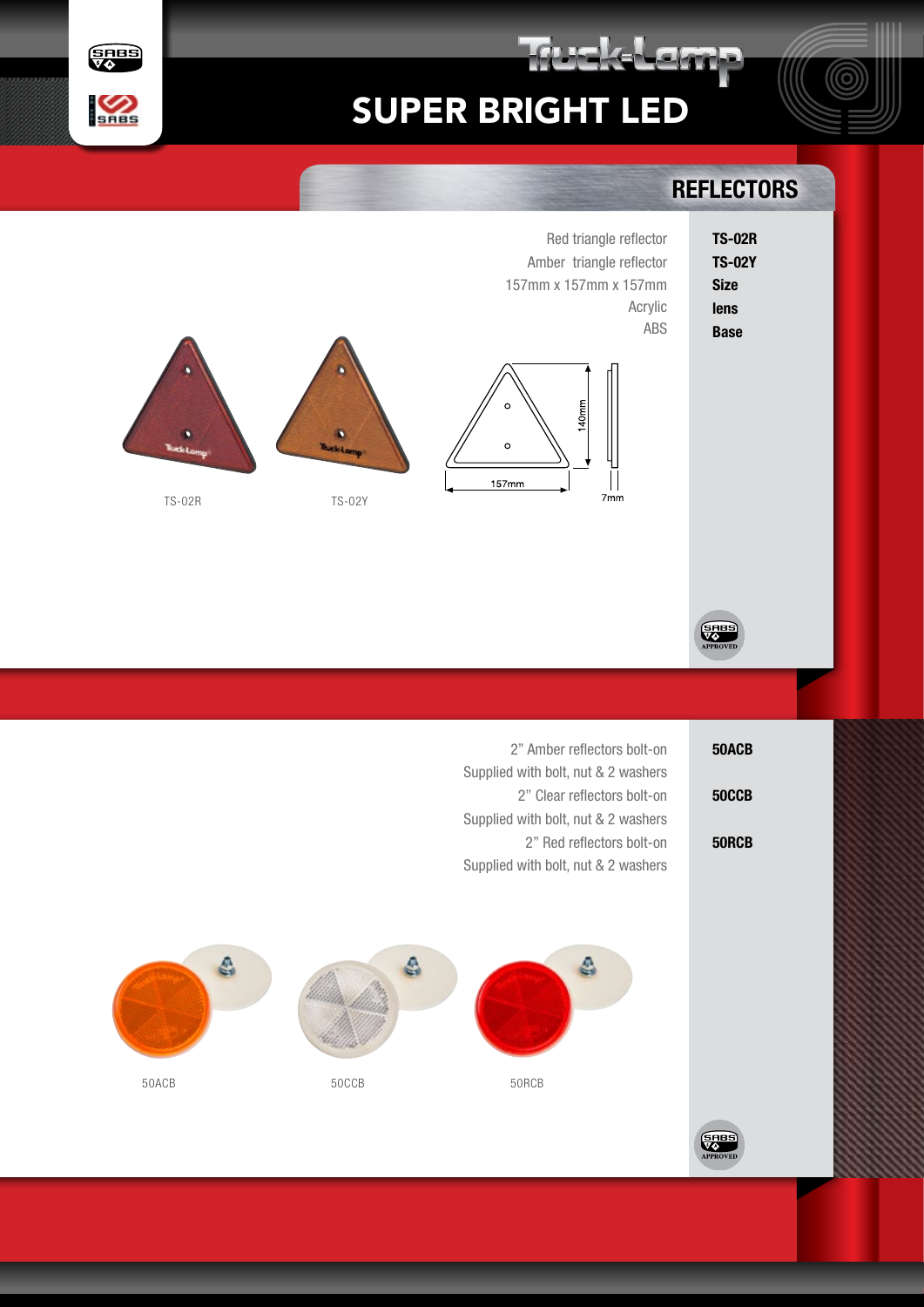# Truck-Lamp

## SUPER BRIGHT LED

## REFLECTORS

| | |
|---|---|
| Red triangle reflector | **TS-02R** |
| Amber triangle reflector | **TS-02Y** |
| 157mm x 157mm x 157mm | **Size** |
| Acrylic | **lens** |
| ABS | **Base** |

140mm

157mm

7mm

TS-02R

TS-02Y

SABS APPROVED

| | |
|---|---|
| 2” Amber reflectors bolt-on<br>Supplied with bolt, nut & 2 washers | **50ACB** |
| 2” Clear reflectors bolt-on<br>Supplied with bolt, nut & 2 washers | **50CCB** |
| 2” Red reflectors bolt-on<br>Supplied with bolt, nut & 2 washers | **50RCB** |

50ACB

50CCB

50RCB

SABS APPROVED